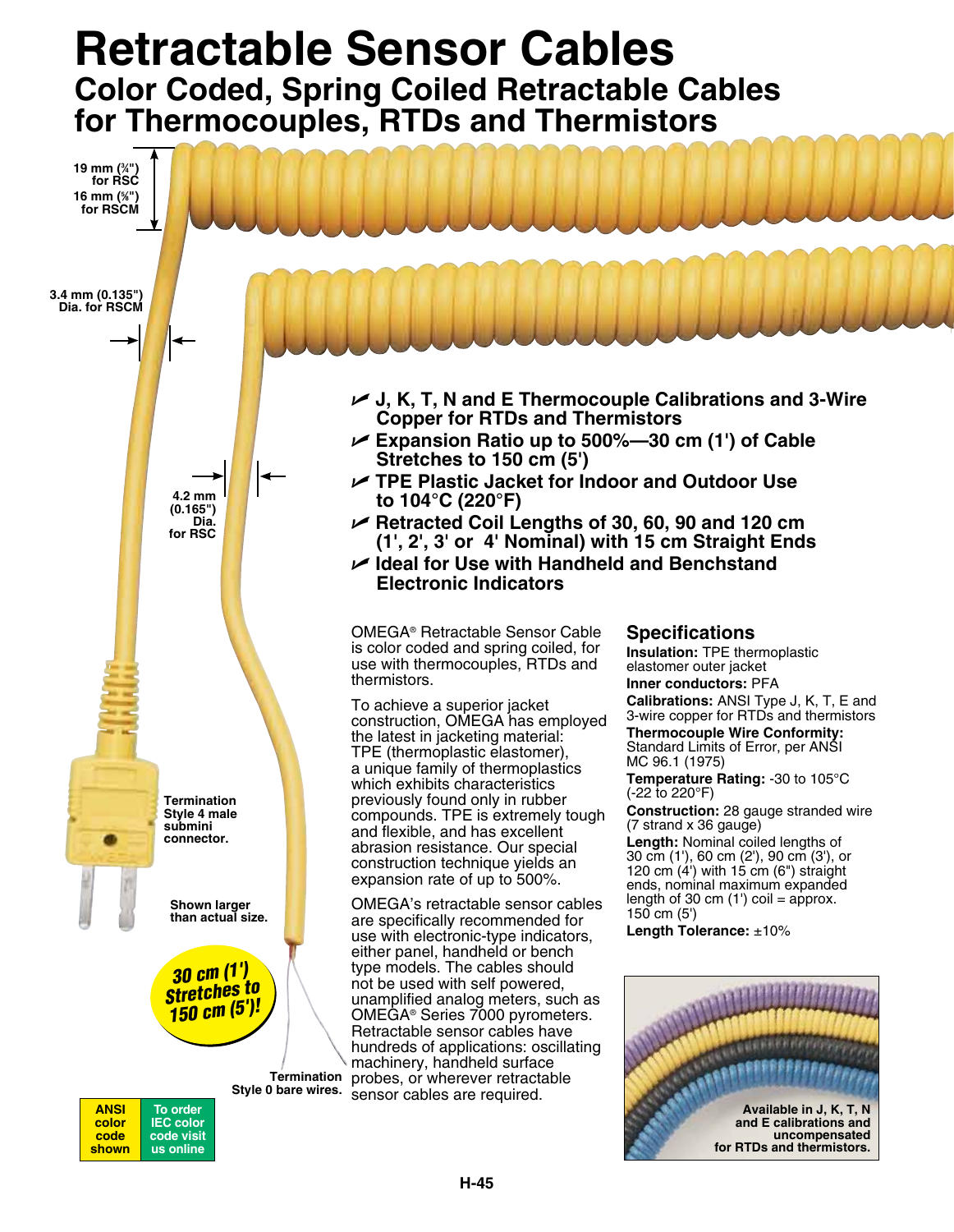# Retractable Sensor Cables

## Color Coded, Spring Coiled Retractable Cables for Thermocouples, RTDs and Thermistors

19 mm (¾") for RSC
16 mm (⅝") for RSCM

3.4 mm (0.135") Dia. for RSCM

4.2 mm (0.165") Dia. for RSC

Termination Style 4 male submini connector.

Shown larger than actual size.

30 cm (1') Stretches to 150 cm (5')!

Termination Style 0 bare wires.

ANSI color code shown | To order IEC color code visit us online

- **J, K, T, N and E Thermocouple Calibrations and 3-Wire Copper for RTDs and Thermistors**
- **Expansion Ratio up to 500%—30 cm (1') of Cable Stretches to 150 cm (5')**
- **TPE Plastic Jacket for Indoor and Outdoor Use to 104°C (220°F)**
- **Retracted Coil Lengths of 30, 60, 90 and 120 cm (1', 2', 3' or 4' Nominal) with 15 cm Straight Ends**
- **Ideal for Use with Handheld and Benchstand Electronic Indicators**

OMEGA® Retractable Sensor Cable is color coded and spring coiled, for use with thermocouples, RTDs and thermistors.

To achieve a superior jacket construction, OMEGA has employed the latest in jacketing material: TPE (thermoplastic elastomer), a unique family of thermoplastics which exhibits characteristics previously found only in rubber compounds. TPE is extremely tough and flexible, and has excellent abrasion resistance. Our special construction technique yields an expansion rate of up to 500%.

OMEGA's retractable sensor cables are specifically recommended for use with electronic-type indicators, either panel, handheld or bench type models. The cables should not be used with self powered, unamplified analog meters, such as OMEGA® Series 7000 pyrometers. Retractable sensor cables have hundreds of applications: oscillating machinery, handheld surface probes, or wherever retractable sensor cables are required.

## Specifications

**Insulation:** TPE thermoplastic elastomer outer jacket

**Inner conductors:** PFA

**Calibrations:** ANSI Type J, K, T, E and 3-wire copper for RTDs and thermistors

**Thermocouple Wire Conformity:** Standard Limits of Error, per ANSI MC 96.1 (1975)

**Temperature Rating:** -30 to 105°C (-22 to 220°F)

**Construction:** 28 gauge stranded wire (7 strand x 36 gauge)

**Length:** Nominal coiled lengths of 30 cm (1'), 60 cm (2'), 90 cm (3'), or 120 cm (4') with 15 cm (6") straight ends, nominal maximum expanded length of 30 cm (1') coil = approx. 150 cm (5')

**Length Tolerance:** ±10%

Available in J, K, T, N and E calibrations and uncompensated for RTDs and thermistors.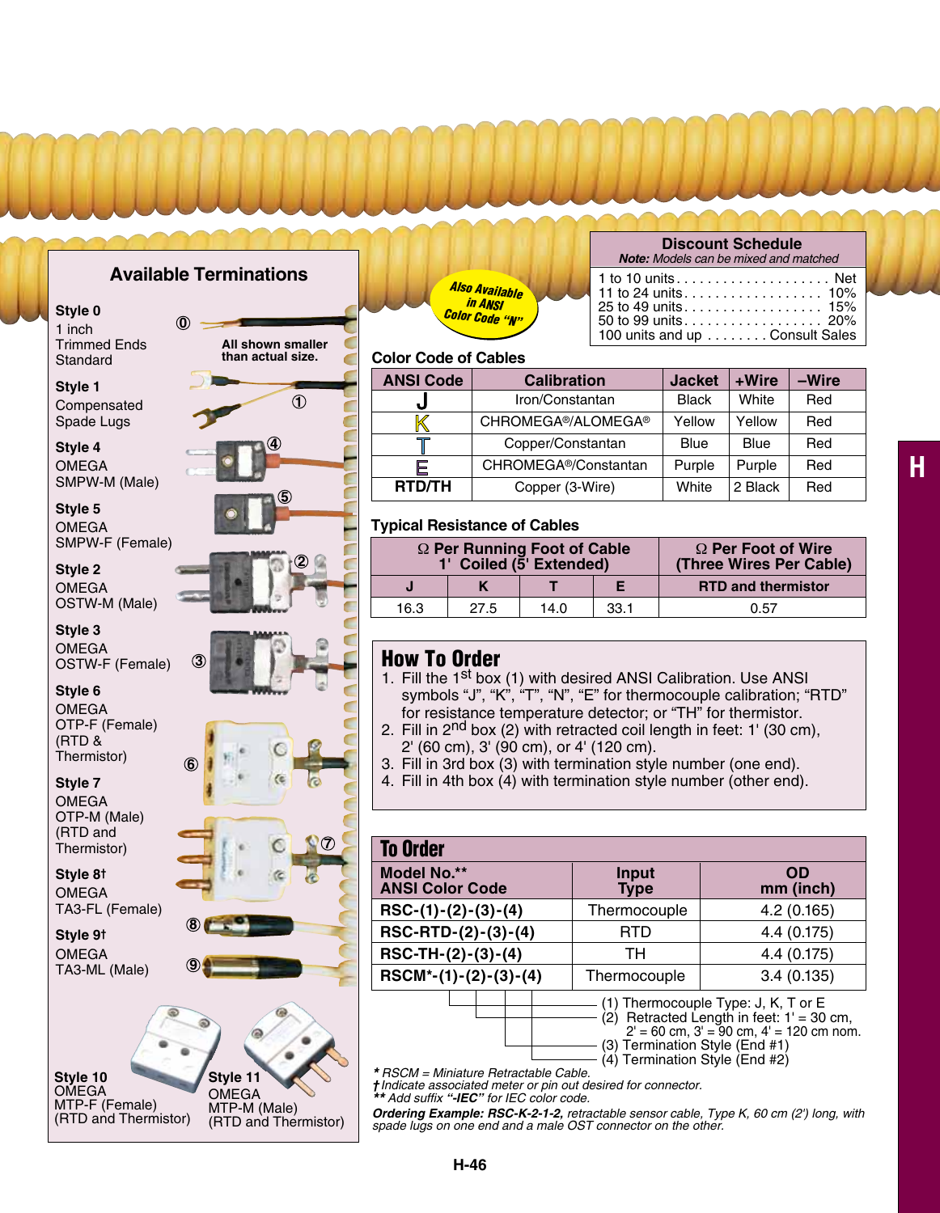## Available Terminations

All shown smaller than actual size.

**Style 0** ⓪
1 inch
Trimmed Ends
Standard

**Style 1** ①
Compensated
Spade Lugs

**Style 4** ④
OMEGA
SMPW-M (Male)

**Style 5** ⑤
OMEGA
SMPW-F (Female)

**Style 2** ②
OMEGA
OSTW-M (Male)

**Style 3** ③
OMEGA
OSTW-F (Female)

**Style 6** ⑥
OMEGA
OTP-F (Female)
(RTD &
Thermistor)

**Style 7** ⑦
OMEGA
OTP-M (Male)
(RTD and
Thermistor)

**Style 8†** ⑧
OMEGA
TA3-FL (Female)

**Style 9†** ⑨
OMEGA
TA3-ML (Male)

**Style 10**
OMEGA
MTP-F (Female)
(RTD and Thermistor)

**Style 11**
OMEGA
MTP-M (Male)
(RTD and Thermistor)

*Also Available in ANSI Color Code "N"*

### Discount Schedule

***Note:*** *Models can be mixed and matched*

| | |
|---|---|
| 1 to 10 units | Net |
| 11 to 24 units | 10% |
| 25 to 49 units | 15% |
| 50 to 99 units | 20% |
| 100 units and up | Consult Sales |

### Color Code of Cables

| ANSI Code | Calibration | Jacket | +Wire | –Wire |
|---|---|---|---|---|
| J | Iron/Constantan | Black | White | Red |
| K | CHROMEGA®/ALOMEGA® | Yellow | Yellow | Red |
| T | Copper/Constantan | Blue | Blue | Red |
| E | CHROMEGA®/Constantan | Purple | Purple | Red |
| RTD/TH | Copper (3-Wire) | White | 2 Black | Red |

### Typical Resistance of Cables

| Ω Per Running Foot of Cable 1' Coiled (5' Extended) | | | | Ω Per Foot of Wire (Three Wires Per Cable) |
|---|---|---|---|---|
| J | K | T | E | RTD and thermistor |
| 16.3 | 27.5 | 14.0 | 33.1 | 0.57 |

## How To Order

1. Fill the 1st box (1) with desired ANSI Calibration. Use ANSI symbols "J", "K", "T", "N", "E" for thermocouple calibration; "RTD" for resistance temperature detector; or "TH" for thermistor.
2. Fill in 2nd box (2) with retracted coil length in feet: 1' (30 cm), 2' (60 cm), 3' (90 cm), or 4' (120 cm).
3. Fill in 3rd box (3) with termination style number (one end).
4. Fill in 4th box (4) with termination style number (other end).

## To Order

| Model No.** ANSI Color Code | Input Type | OD mm (inch) |
|---|---|---|
| RSC-(1)-(2)-(3)-(4) | Thermocouple | 4.2 (0.165) |
| RSC-RTD-(2)-(3)-(4) | RTD | 4.4 (0.175) |
| RSC-TH-(2)-(3)-(4) | TH | 4.4 (0.175) |
| RSCM*-(1)-(2)-(3)-(4) | Thermocouple | 3.4 (0.135) |

(1) Thermocouple Type: J, K, T or E
(2) Retracted Length in feet: 1' = 30 cm, 2' = 60 cm, 3' = 90 cm, 4' = 120 cm nom.
(3) Termination Style (End #1)
(4) Termination Style (End #2)

*\* RSCM = Miniature Retractable Cable.*
*† Indicate associated meter or pin out desired for connector.*
*\*\* Add suffix "-IEC" for IEC color code.*
***Ordering Example: RSC-K-2-1-2,*** *retractable sensor cable, Type K, 60 cm (2') long, with spade lugs on one end and a male OST connector on the other.*